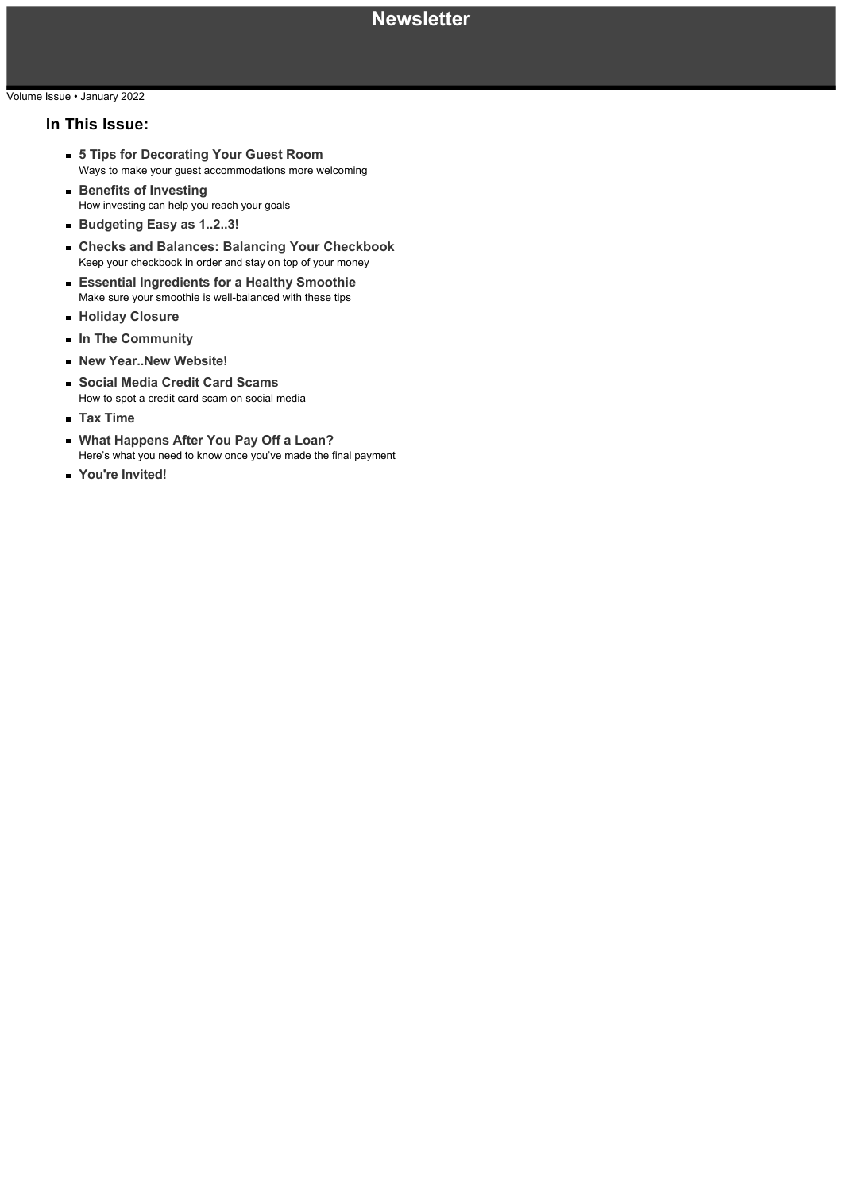# Newsletter

Volume Issue • January 2022

## In This Issue:

- **5 Tips for Decorating Your Guest Room**
  Ways to make your guest accommodations more welcoming
- **Benefits of Investing**
  How investing can help you reach your goals
- **Budgeting Easy as 1..2..3!**
- **Checks and Balances: Balancing Your Checkbook**
  Keep your checkbook in order and stay on top of your money
- **Essential Ingredients for a Healthy Smoothie**
  Make sure your smoothie is well-balanced with these tips
- **Holiday Closure**
- **In The Community**
- **New Year..New Website!**
- **Social Media Credit Card Scams**
  How to spot a credit card scam on social media
- **Tax Time**
- **What Happens After You Pay Off a Loan?**
  Here's what you need to know once you've made the final payment
- **You're Invited!**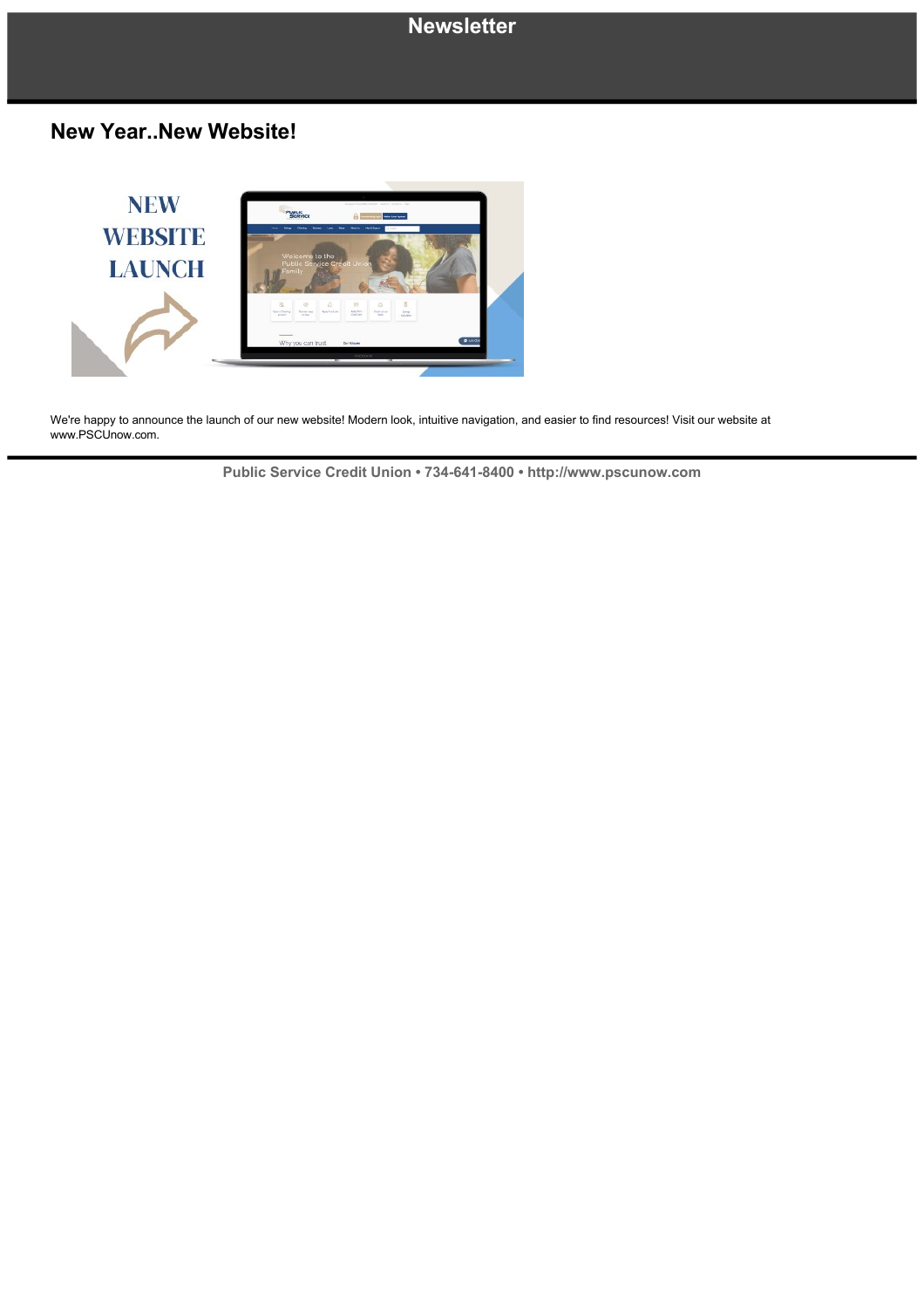# Newsletter

## New Year..New Website!

We're happy to announce the launch of our new website! Modern look, intuitive navigation, and easier to find resources! Visit our website at www.PSCUnow.com.

Public Service Credit Union • 734-641-8400 • http://www.pscunow.com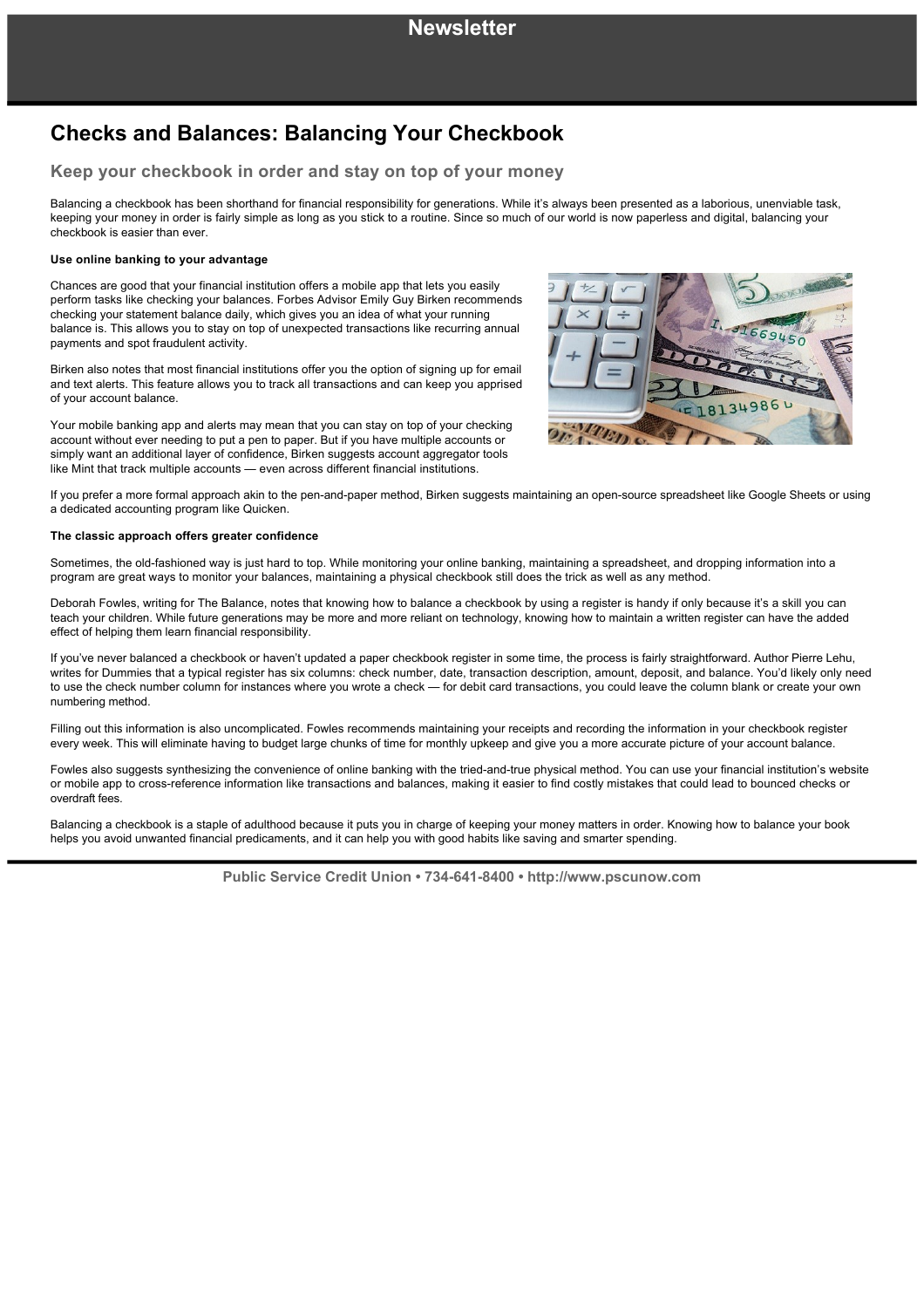# Checks and Balances: Balancing Your Checkbook

## Keep your checkbook in order and stay on top of your money

Balancing a checkbook has been shorthand for financial responsibility for generations. While it's always been presented as a laborious, unenviable task, keeping your money in order is fairly simple as long as you stick to a routine. Since so much of our world is now paperless and digital, balancing your checkbook is easier than ever.

**Use online banking to your advantage**

Chances are good that your financial institution offers a mobile app that lets you easily perform tasks like checking your balances. Forbes Advisor Emily Guy Birken recommends checking your statement balance daily, which gives you an idea of what your running balance is. This allows you to stay on top of unexpected transactions like recurring annual payments and spot fraudulent activity.

Birken also notes that most financial institutions offer you the option of signing up for email and text alerts. This feature allows you to track all transactions and can keep you apprised of your account balance.

Your mobile banking app and alerts may mean that you can stay on top of your checking account without ever needing to put a pen to paper. But if you have multiple accounts or simply want an additional layer of confidence, Birken suggests account aggregator tools like Mint that track multiple accounts — even across different financial institutions.

If you prefer a more formal approach akin to the pen-and-paper method, Birken suggests maintaining an open-source spreadsheet like Google Sheets or using a dedicated accounting program like Quicken.

**The classic approach offers greater confidence**

Sometimes, the old-fashioned way is just hard to top. While monitoring your online banking, maintaining a spreadsheet, and dropping information into a program are great ways to monitor your balances, maintaining a physical checkbook still does the trick as well as any method.

Deborah Fowles, writing for The Balance, notes that knowing how to balance a checkbook by using a register is handy if only because it's a skill you can teach your children. While future generations may be more and more reliant on technology, knowing how to maintain a written register can have the added effect of helping them learn financial responsibility.

If you've never balanced a checkbook or haven't updated a paper checkbook register in some time, the process is fairly straightforward. Author Pierre Lehu, writes for Dummies that a typical register has six columns: check number, date, transaction description, amount, deposit, and balance. You'd likely only need to use the check number column for instances where you wrote a check — for debit card transactions, you could leave the column blank or create your own numbering method.

Filling out this information is also uncomplicated. Fowles recommends maintaining your receipts and recording the information in your checkbook register every week. This will eliminate having to budget large chunks of time for monthly upkeep and give you a more accurate picture of your account balance.

Fowles also suggests synthesizing the convenience of online banking with the tried-and-true physical method. You can use your financial institution's website or mobile app to cross-reference information like transactions and balances, making it easier to find costly mistakes that could lead to bounced checks or overdraft fees.

Balancing a checkbook is a staple of adulthood because it puts you in charge of keeping your money matters in order. Knowing how to balance your book helps you avoid unwanted financial predicaments, and it can help you with good habits like saving and smarter spending.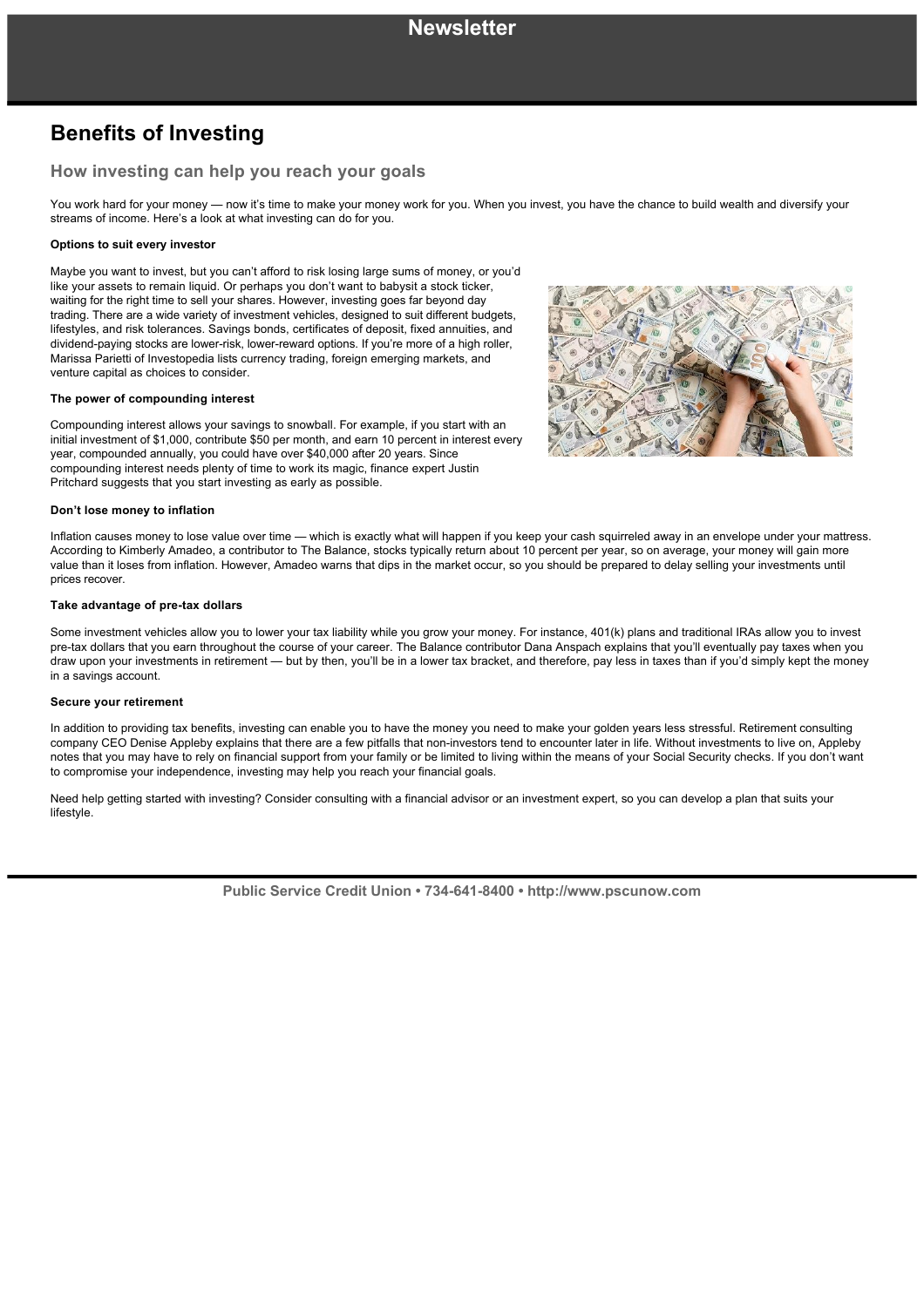# Newsletter

## Benefits of Investing

### How investing can help you reach your goals

You work hard for your money — now it's time to make your money work for you. When you invest, you have the chance to build wealth and diversify your streams of income. Here's a look at what investing can do for you.

**Options to suit every investor**

Maybe you want to invest, but you can't afford to risk losing large sums of money, or you'd like your assets to remain liquid. Or perhaps you don't want to babysit a stock ticker, waiting for the right time to sell your shares. However, investing goes far beyond day trading. There are a wide variety of investment vehicles, designed to suit different budgets, lifestyles, and risk tolerances. Savings bonds, certificates of deposit, fixed annuities, and dividend-paying stocks are lower-risk, lower-reward options. If you're more of a high roller, Marissa Parietti of Investopedia lists currency trading, foreign emerging markets, and venture capital as choices to consider.

**The power of compounding interest**

Compounding interest allows your savings to snowball. For example, if you start with an initial investment of $1,000, contribute $50 per month, and earn 10 percent in interest every year, compounded annually, you could have over $40,000 after 20 years. Since compounding interest needs plenty of time to work its magic, finance expert Justin Pritchard suggests that you start investing as early as possible.

**Don't lose money to inflation**

Inflation causes money to lose value over time — which is exactly what will happen if you keep your cash squirreled away in an envelope under your mattress. According to Kimberly Amadeo, a contributor to The Balance, stocks typically return about 10 percent per year, so on average, your money will gain more value than it loses from inflation. However, Amadeo warns that dips in the market occur, so you should be prepared to delay selling your investments until prices recover.

**Take advantage of pre-tax dollars**

Some investment vehicles allow you to lower your tax liability while you grow your money. For instance, 401(k) plans and traditional IRAs allow you to invest pre-tax dollars that you earn throughout the course of your career. The Balance contributor Dana Anspach explains that you'll eventually pay taxes when you draw upon your investments in retirement — but by then, you'll be in a lower tax bracket, and therefore, pay less in taxes than if you'd simply kept the money in a savings account.

**Secure your retirement**

In addition to providing tax benefits, investing can enable you to have the money you need to make your golden years less stressful. Retirement consulting company CEO Denise Appleby explains that there are a few pitfalls that non-investors tend to encounter later in life. Without investments to live on, Appleby notes that you may have to rely on financial support from your family or be limited to living within the means of your Social Security checks. If you don't want to compromise your independence, investing may help you reach your financial goals.

Need help getting started with investing? Consider consulting with a financial advisor or an investment expert, so you can develop a plan that suits your lifestyle.

Public Service Credit Union • 734-641-8400 • http://www.pscunow.com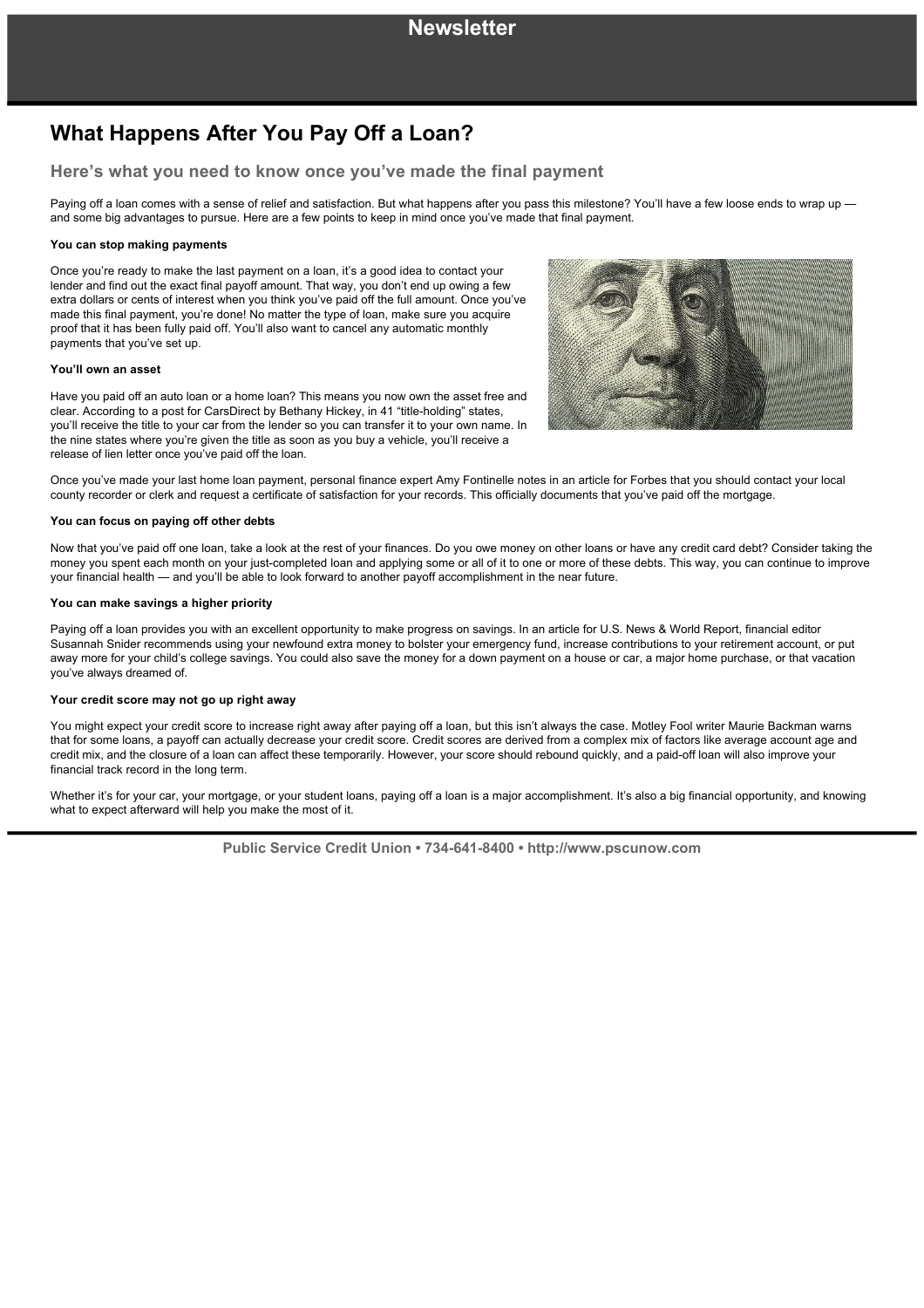# Newsletter

## What Happens After You Pay Off a Loan?

### Here's what you need to know once you've made the final payment

Paying off a loan comes with a sense of relief and satisfaction. But what happens after you pass this milestone? You'll have a few loose ends to wrap up — and some big advantages to pursue. Here are a few points to keep in mind once you've made that final payment.

**You can stop making payments**

Once you're ready to make the last payment on a loan, it's a good idea to contact your lender and find out the exact final payoff amount. That way, you don't end up owing a few extra dollars or cents of interest when you think you've paid off the full amount. Once you've made this final payment, you're done! No matter the type of loan, make sure you acquire proof that it has been fully paid off. You'll also want to cancel any automatic monthly payments that you've set up.

**You'll own an asset**

Have you paid off an auto loan or a home loan? This means you now own the asset free and clear. According to a post for CarsDirect by Bethany Hickey, in 41 "title-holding" states, you'll receive the title to your car from the lender so you can transfer it to your own name. In the nine states where you're given the title as soon as you buy a vehicle, you'll receive a release of lien letter once you've paid off the loan.

Once you've made your last home loan payment, personal finance expert Amy Fontinelle notes in an article for Forbes that you should contact your local county recorder or clerk and request a certificate of satisfaction for your records. This officially documents that you've paid off the mortgage.

**You can focus on paying off other debts**

Now that you've paid off one loan, take a look at the rest of your finances. Do you owe money on other loans or have any credit card debt? Consider taking the money you spent each month on your just-completed loan and applying some or all of it to one or more of these debts. This way, you can continue to improve your financial health — and you'll be able to look forward to another payoff accomplishment in the near future.

**You can make savings a higher priority**

Paying off a loan provides you with an excellent opportunity to make progress on savings. In an article for U.S. News & World Report, financial editor Susannah Snider recommends using your newfound extra money to bolster your emergency fund, increase contributions to your retirement account, or put away more for your child's college savings. You could also save the money for a down payment on a house or car, a major home purchase, or that vacation you've always dreamed of.

**Your credit score may not go up right away**

You might expect your credit score to increase right away after paying off a loan, but this isn't always the case. Motley Fool writer Maurie Backman warns that for some loans, a payoff can actually decrease your credit score. Credit scores are derived from a complex mix of factors like average account age and credit mix, and the closure of a loan can affect these temporarily. However, your score should rebound quickly, and a paid-off loan will also improve your financial track record in the long term.

Whether it's for your car, your mortgage, or your student loans, paying off a loan is a major accomplishment. It's also a big financial opportunity, and knowing what to expect afterward will help you make the most of it.

**Public Service Credit Union • 734-641-8400 • http://www.pscunow.com**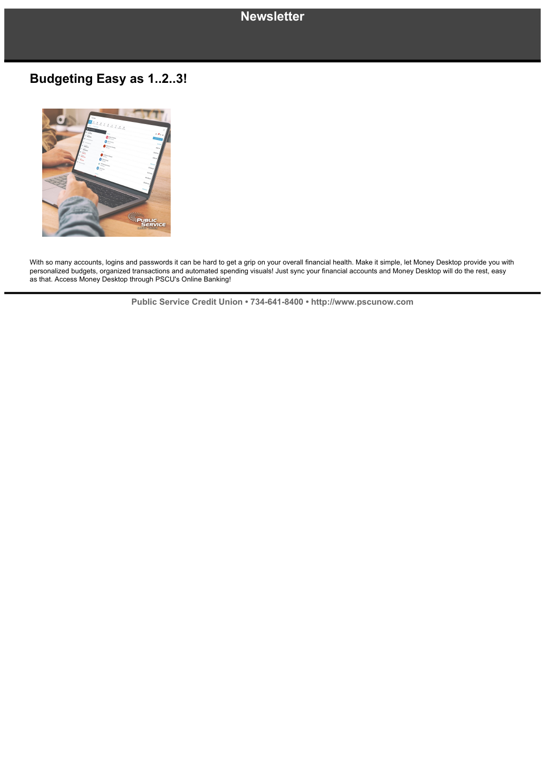# Newsletter

## Budgeting Easy as 1..2..3!

With so many accounts, logins and passwords it can be hard to get a grip on your overall financial health. Make it simple, let Money Desktop provide you with personalized budgets, organized transactions and automated spending visuals! Just sync your financial accounts and Money Desktop will do the rest, easy as that. Access Money Desktop through PSCU's Online Banking!

**Public Service Credit Union • 734-641-8400 • http://www.pscunow.com**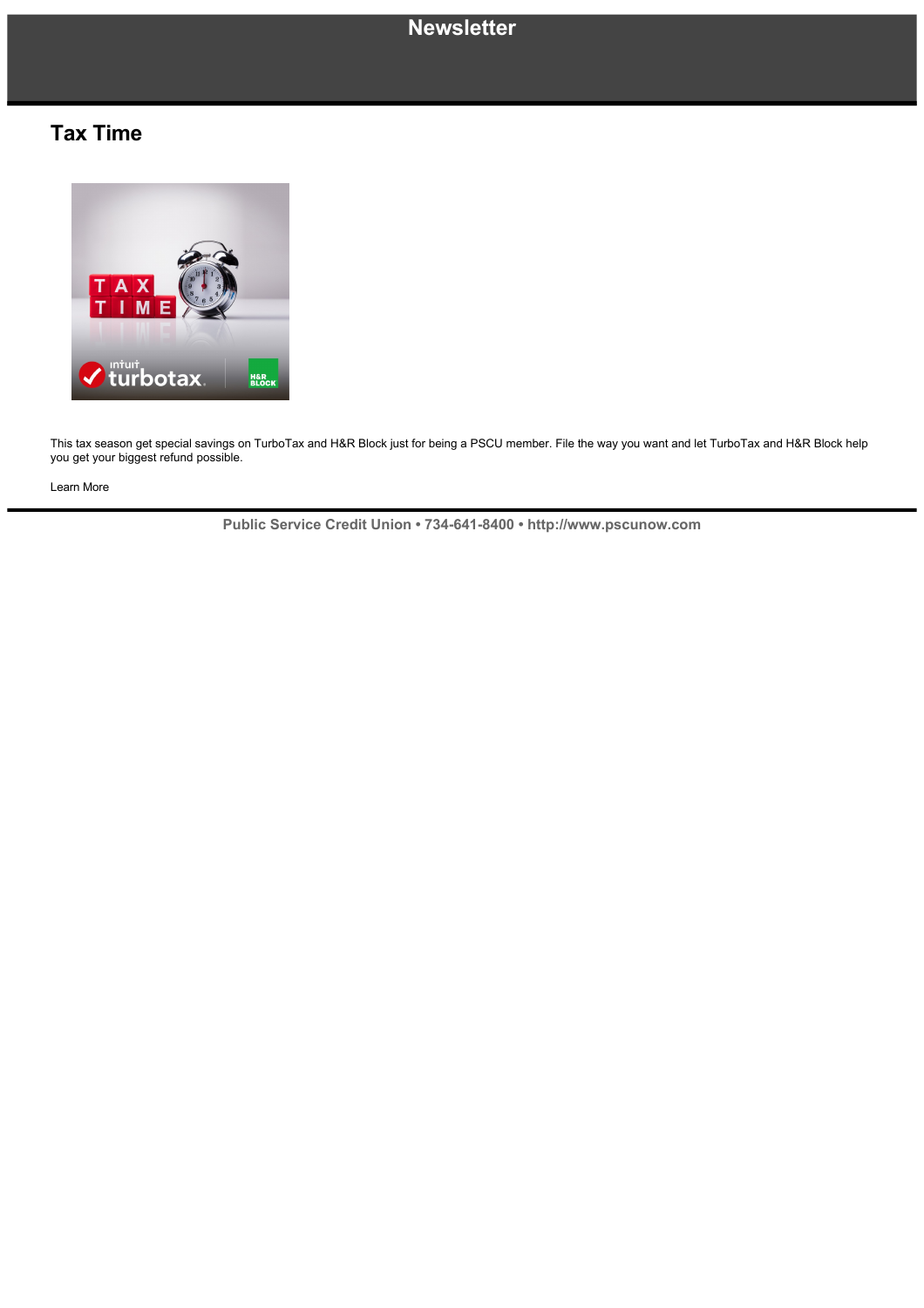# Newsletter

## Tax Time

This tax season get special savings on TurboTax and H&R Block just for being a PSCU member. File the way you want and let TurboTax and H&R Block help you get your biggest refund possible.

Learn More

**Public Service Credit Union • 734-641-8400 • http://www.pscunow.com**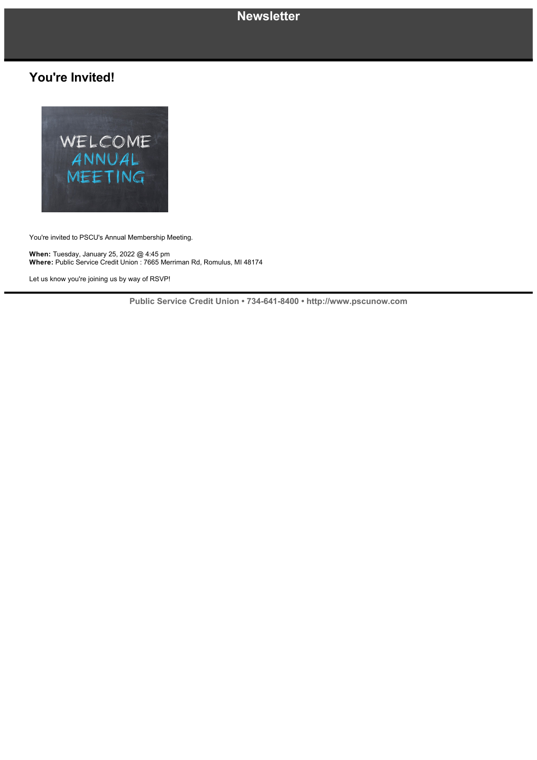# Newsletter

## You're Invited!

You're invited to PSCU's Annual Membership Meeting.

**When:** Tuesday, January 25, 2022 @ 4:45 pm
**Where:** Public Service Credit Union : 7665 Merriman Rd, Romulus, MI 48174

Let us know you're joining us by way of RSVP!

**Public Service Credit Union • 734-641-8400 • http://www.pscunow.com**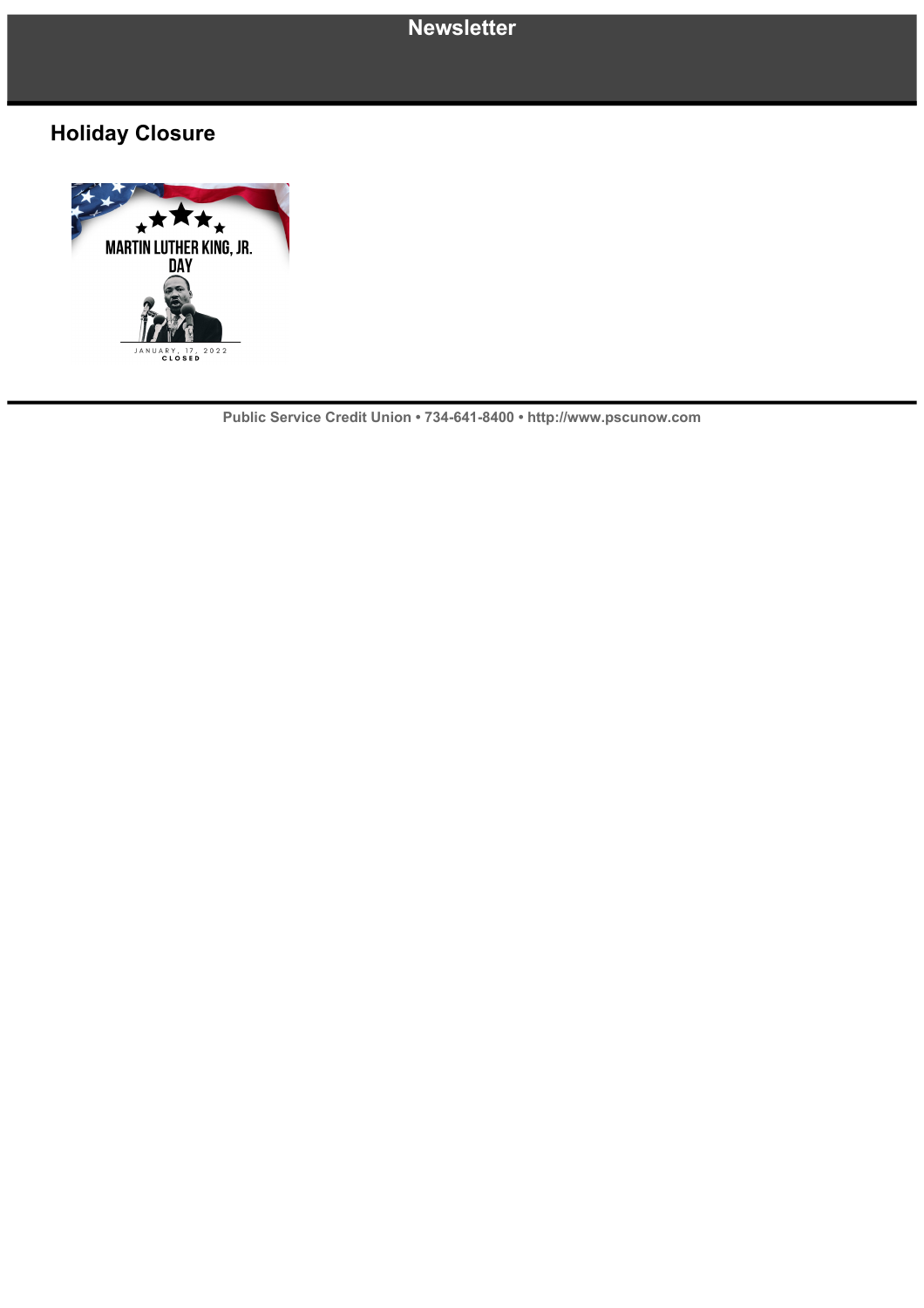# Newsletter

## Holiday Closure

MARTIN LUTHER KING, JR. DAY

JANUARY, 17, 2022
CLOSED

Public Service Credit Union • 734-641-8400 • http://www.pscunow.com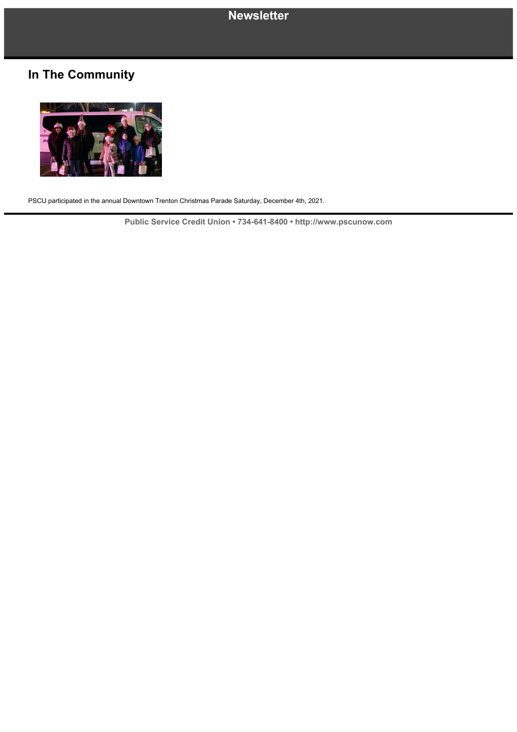# Newsletter

## In The Community

PSCU participated in the annual Downtown Trenton Christmas Parade Saturday, December 4th, 2021.

**Public Service Credit Union • 734-641-8400 • http://www.pscunow.com**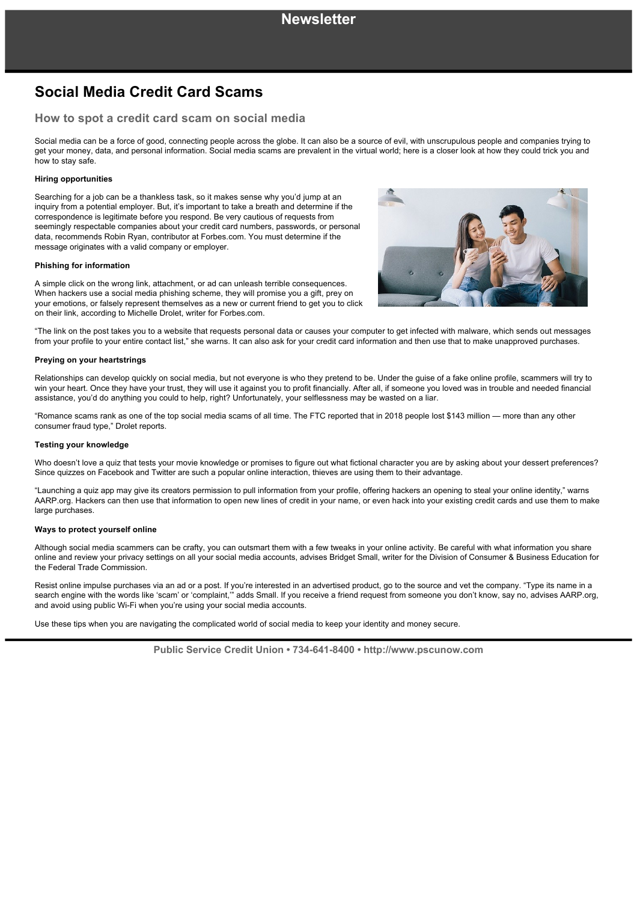# Newsletter

## Social Media Credit Card Scams

### How to spot a credit card scam on social media

Social media can be a force of good, connecting people across the globe. It can also be a source of evil, with unscrupulous people and companies trying to get your money, data, and personal information. Social media scams are prevalent in the virtual world; here is a closer look at how they could trick you and how to stay safe.

**Hiring opportunities**

Searching for a job can be a thankless task, so it makes sense why you'd jump at an inquiry from a potential employer. But, it's important to take a breath and determine if the correspondence is legitimate before you respond. Be very cautious of requests from seemingly respectable companies about your credit card numbers, passwords, or personal data, recommends Robin Ryan, contributor at Forbes.com. You must determine if the message originates with a valid company or employer.

**Phishing for information**

A simple click on the wrong link, attachment, or ad can unleash terrible consequences. When hackers use a social media phishing scheme, they will promise you a gift, prey on your emotions, or falsely represent themselves as a new or current friend to get you to click on their link, according to Michelle Drolet, writer for Forbes.com.

"The link on the post takes you to a website that requests personal data or causes your computer to get infected with malware, which sends out messages from your profile to your entire contact list," she warns. It can also ask for your credit card information and then use that to make unapproved purchases.

**Preying on your heartstrings**

Relationships can develop quickly on social media, but not everyone is who they pretend to be. Under the guise of a fake online profile, scammers will try to win your heart. Once they have your trust, they will use it against you to profit financially. After all, if someone you loved was in trouble and needed financial assistance, you'd do anything you could to help, right? Unfortunately, your selflessness may be wasted on a liar.

"Romance scams rank as one of the top social media scams of all time. The FTC reported that in 2018 people lost $143 million — more than any other consumer fraud type," Drolet reports.

**Testing your knowledge**

Who doesn't love a quiz that tests your movie knowledge or promises to figure out what fictional character you are by asking about your dessert preferences? Since quizzes on Facebook and Twitter are such a popular online interaction, thieves are using them to their advantage.

"Launching a quiz app may give its creators permission to pull information from your profile, offering hackers an opening to steal your online identity," warns AARP.org. Hackers can then use that information to open new lines of credit in your name, or even hack into your existing credit cards and use them to make large purchases.

**Ways to protect yourself online**

Although social media scammers can be crafty, you can outsmart them with a few tweaks in your online activity. Be careful with what information you share online and review your privacy settings on all your social media accounts, advises Bridget Small, writer for the Division of Consumer & Business Education for the Federal Trade Commission.

Resist online impulse purchases via an ad or a post. If you're interested in an advertised product, go to the source and vet the company. "Type its name in a search engine with the words like 'scam' or 'complaint,'" adds Small. If you receive a friend request from someone you don't know, say no, advises AARP.org, and avoid using public Wi-Fi when you're using your social media accounts.

Use these tips when you are navigating the complicated world of social media to keep your identity and money secure.

**Public Service Credit Union • 734-641-8400 • http://www.pscunow.com**